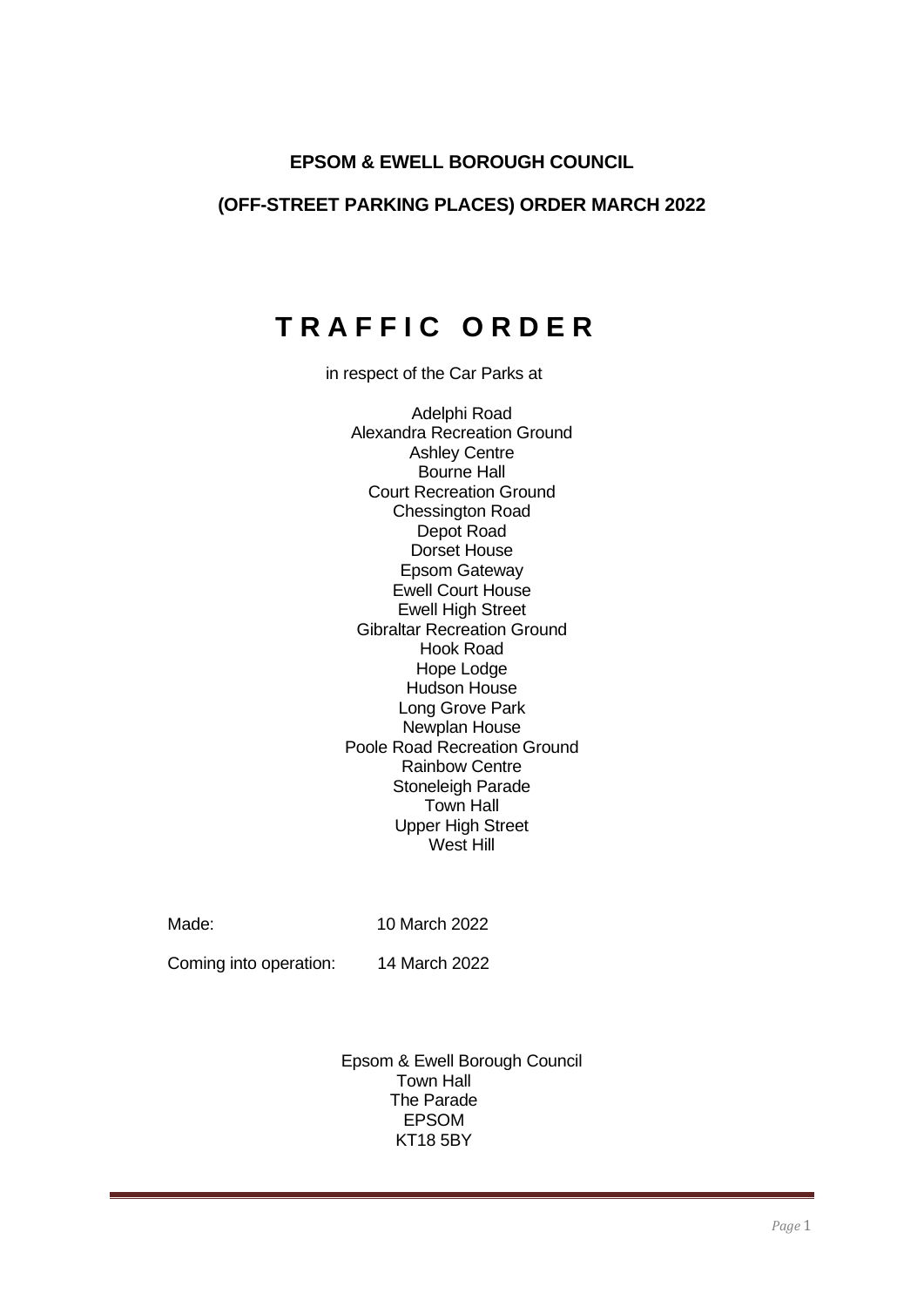**EPSOM & EWELL BOROUGH COUNCIL**

**(OFF-STREET PARKING PLACES) ORDER MARCH 2022**

# T R A F F I C   O R D E R

in respect of the Car Parks at

Adelphi Road
Alexandra Recreation Ground
Ashley Centre
Bourne Hall
Court Recreation Ground
Chessington Road
Depot Road
Dorset House
Epsom Gateway
Ewell Court House
Ewell High Street
Gibraltar Recreation Ground
Hook Road
Hope Lodge
Hudson House
Long Grove Park
Newplan House
Poole Road Recreation Ground
Rainbow Centre
Stoneleigh Parade
Town Hall
Upper High Street
West Hill

Made: 10 March 2022

Coming into operation: 14 March 2022

Epsom & Ewell Borough Council
Town Hall
The Parade
EPSOM
KT18 5BY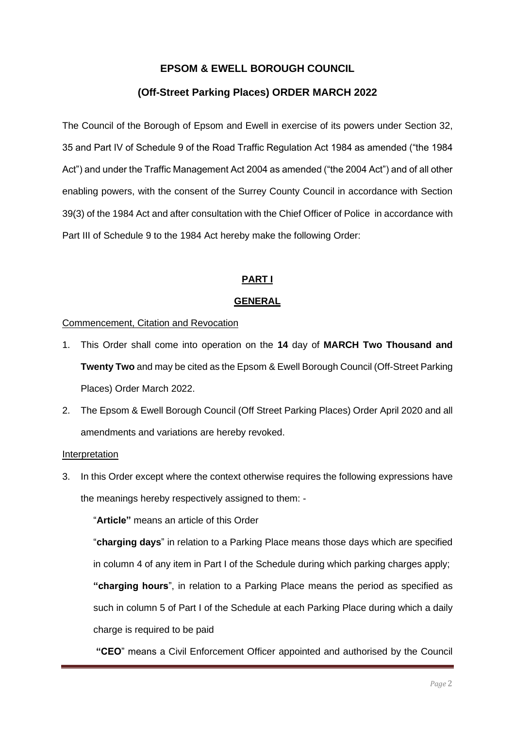# EPSOM & EWELL BOROUGH COUNCIL

## (Off-Street Parking Places) ORDER MARCH 2022

The Council of the Borough of Epsom and Ewell in exercise of its powers under Section 32, 35 and Part IV of Schedule 9 of the Road Traffic Regulation Act 1984 as amended ("the 1984 Act") and under the Traffic Management Act 2004 as amended ("the 2004 Act") and of all other enabling powers, with the consent of the Surrey County Council in accordance with Section 39(3) of the 1984 Act and after consultation with the Chief Officer of Police in accordance with Part III of Schedule 9 to the 1984 Act hereby make the following Order:

## PART I

## GENERAL

Commencement, Citation and Revocation

1. This Order shall come into operation on the **14** day of **MARCH Two Thousand and Twenty Two** and may be cited as the Epsom & Ewell Borough Council (Off-Street Parking Places) Order March 2022.
2. The Epsom & Ewell Borough Council (Off Street Parking Places) Order April 2020 and all amendments and variations are hereby revoked.

Interpretation

3. In this Order except where the context otherwise requires the following expressions have the meanings hereby respectively assigned to them: -

   "**Article"** means an article of this Order

   "**charging days**" in relation to a Parking Place means those days which are specified in column 4 of any item in Part I of the Schedule during which parking charges apply;

   **"charging hours**", in relation to a Parking Place means the period as specified as such in column 5 of Part I of the Schedule at each Parking Place during which a daily charge is required to be paid

   **"CEO**" means a Civil Enforcement Officer appointed and authorised by the Council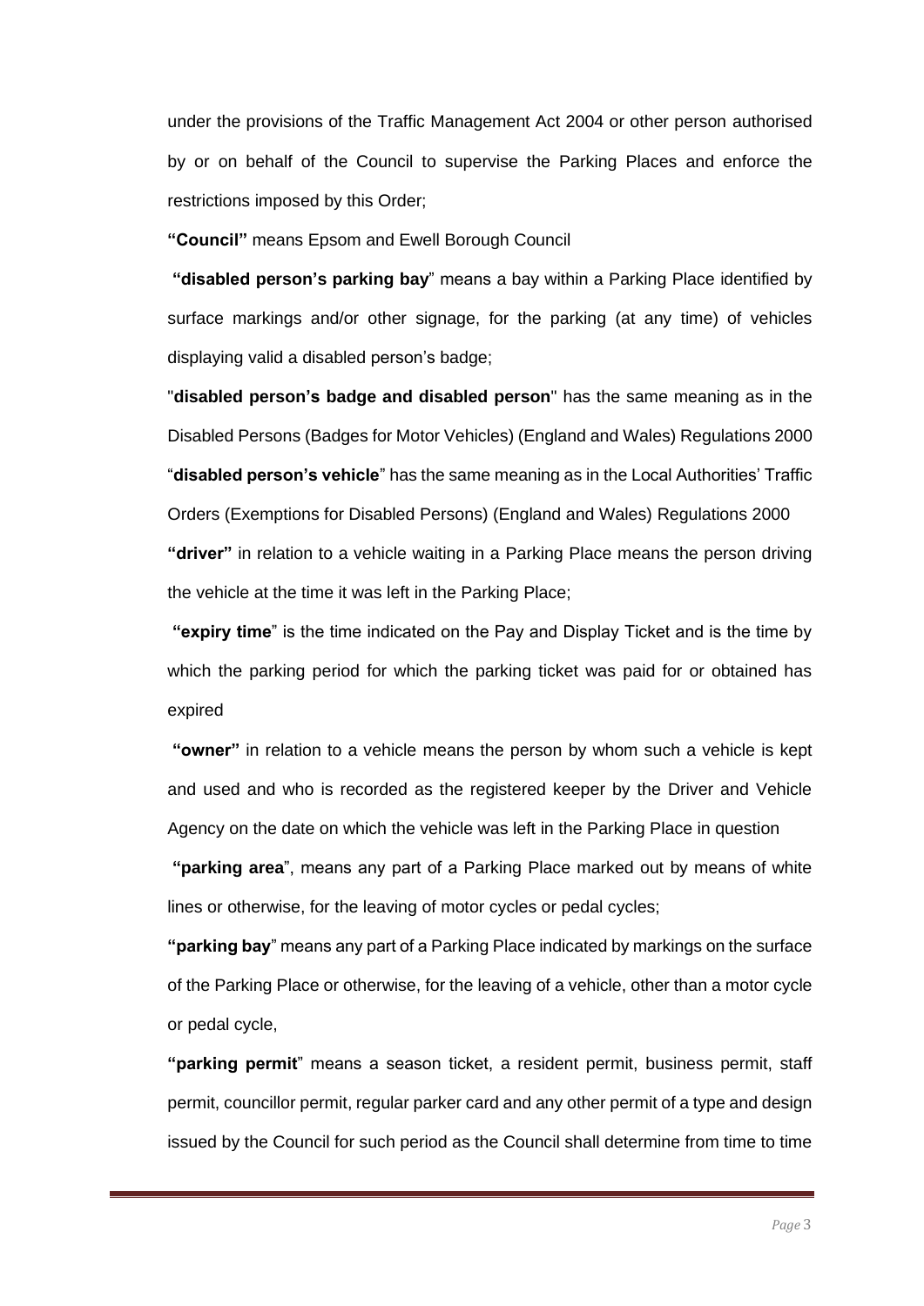under the provisions of the Traffic Management Act 2004 or other person authorised by or on behalf of the Council to supervise the Parking Places and enforce the restrictions imposed by this Order;

**"Council"** means Epsom and Ewell Borough Council

**"disabled person's parking bay**" means a bay within a Parking Place identified by surface markings and/or other signage, for the parking (at any time) of vehicles displaying valid a disabled person's badge;

"**disabled person's badge and disabled person**" has the same meaning as in the Disabled Persons (Badges for Motor Vehicles) (England and Wales) Regulations 2000

"**disabled person's vehicle**" has the same meaning as in the Local Authorities' Traffic Orders (Exemptions for Disabled Persons) (England and Wales) Regulations 2000

**"driver"** in relation to a vehicle waiting in a Parking Place means the person driving the vehicle at the time it was left in the Parking Place;

**"expiry time**" is the time indicated on the Pay and Display Ticket and is the time by which the parking period for which the parking ticket was paid for or obtained has expired

**"owner"** in relation to a vehicle means the person by whom such a vehicle is kept and used and who is recorded as the registered keeper by the Driver and Vehicle Agency on the date on which the vehicle was left in the Parking Place in question

**"parking area**", means any part of a Parking Place marked out by means of white lines or otherwise, for the leaving of motor cycles or pedal cycles;

**"parking bay**" means any part of a Parking Place indicated by markings on the surface of the Parking Place or otherwise, for the leaving of a vehicle, other than a motor cycle or pedal cycle,

**"parking permit**" means a season ticket, a resident permit, business permit, staff permit, councillor permit, regular parker card and any other permit of a type and design issued by the Council for such period as the Council shall determine from time to time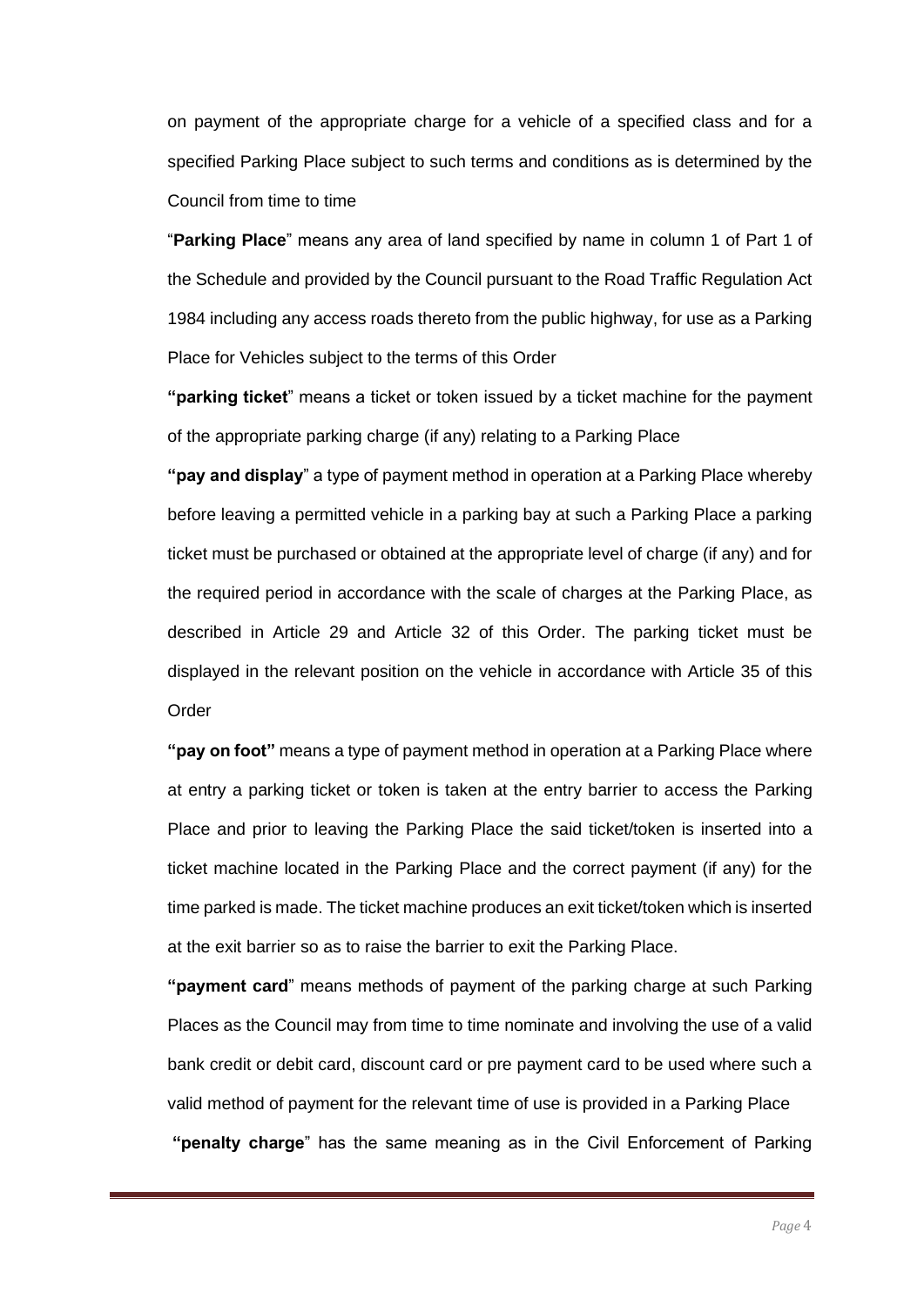on payment of the appropriate charge for a vehicle of a specified class and for a specified Parking Place subject to such terms and conditions as is determined by the Council from time to time

"**Parking Place**" means any area of land specified by name in column 1 of Part 1 of the Schedule and provided by the Council pursuant to the Road Traffic Regulation Act 1984 including any access roads thereto from the public highway, for use as a Parking Place for Vehicles subject to the terms of this Order

**"parking ticket**" means a ticket or token issued by a ticket machine for the payment of the appropriate parking charge (if any) relating to a Parking Place

**"pay and display**" a type of payment method in operation at a Parking Place whereby before leaving a permitted vehicle in a parking bay at such a Parking Place a parking ticket must be purchased or obtained at the appropriate level of charge (if any) and for the required period in accordance with the scale of charges at the Parking Place, as described in Article 29 and Article 32 of this Order. The parking ticket must be displayed in the relevant position on the vehicle in accordance with Article 35 of this Order

**"pay on foot"** means a type of payment method in operation at a Parking Place where at entry a parking ticket or token is taken at the entry barrier to access the Parking Place and prior to leaving the Parking Place the said ticket/token is inserted into a ticket machine located in the Parking Place and the correct payment (if any) for the time parked is made. The ticket machine produces an exit ticket/token which is inserted at the exit barrier so as to raise the barrier to exit the Parking Place.

**"payment card**" means methods of payment of the parking charge at such Parking Places as the Council may from time to time nominate and involving the use of a valid bank credit or debit card, discount card or pre payment card to be used where such a valid method of payment for the relevant time of use is provided in a Parking Place

**"penalty charge**" has the same meaning as in the Civil Enforcement of Parking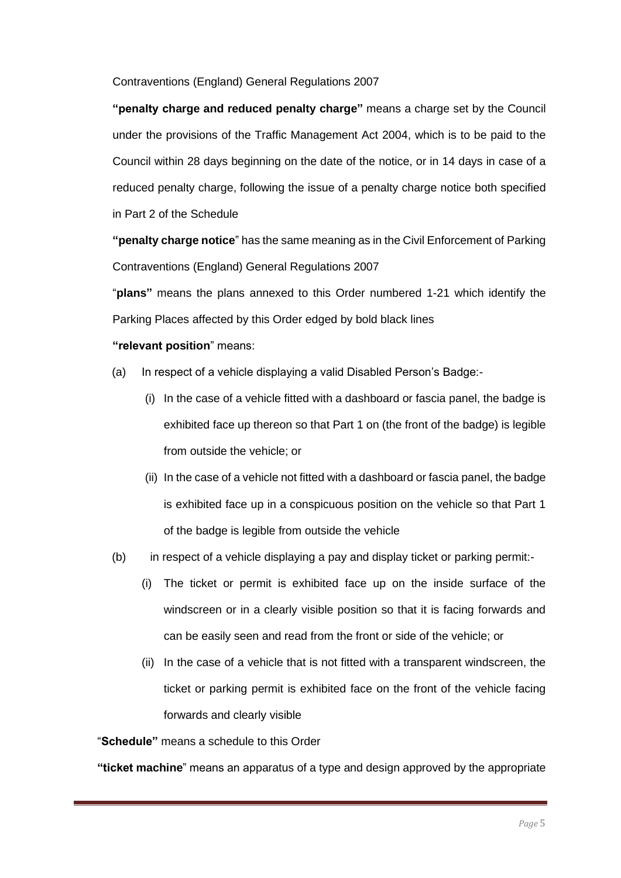Contraventions (England) General Regulations 2007

**"penalty charge and reduced penalty charge"** means a charge set by the Council under the provisions of the Traffic Management Act 2004, which is to be paid to the Council within 28 days beginning on the date of the notice, or in 14 days in case of a reduced penalty charge, following the issue of a penalty charge notice both specified in Part 2 of the Schedule

**"penalty charge notice"** has the same meaning as in the Civil Enforcement of Parking Contraventions (England) General Regulations 2007

"**plans"** means the plans annexed to this Order numbered 1-21 which identify the Parking Places affected by this Order edged by bold black lines

**"relevant position"** means:

(a) In respect of a vehicle displaying a valid Disabled Person's Badge:-

(i) In the case of a vehicle fitted with a dashboard or fascia panel, the badge is exhibited face up thereon so that Part 1 on (the front of the badge) is legible from outside the vehicle; or

(ii) In the case of a vehicle not fitted with a dashboard or fascia panel, the badge is exhibited face up in a conspicuous position on the vehicle so that Part 1 of the badge is legible from outside the vehicle

(b) in respect of a vehicle displaying a pay and display ticket or parking permit:-

(i) The ticket or permit is exhibited face up on the inside surface of the windscreen or in a clearly visible position so that it is facing forwards and can be easily seen and read from the front or side of the vehicle; or

(ii) In the case of a vehicle that is not fitted with a transparent windscreen, the ticket or parking permit is exhibited face on the front of the vehicle facing forwards and clearly visible

"**Schedule"** means a schedule to this Order

**"ticket machine"** means an apparatus of a type and design approved by the appropriate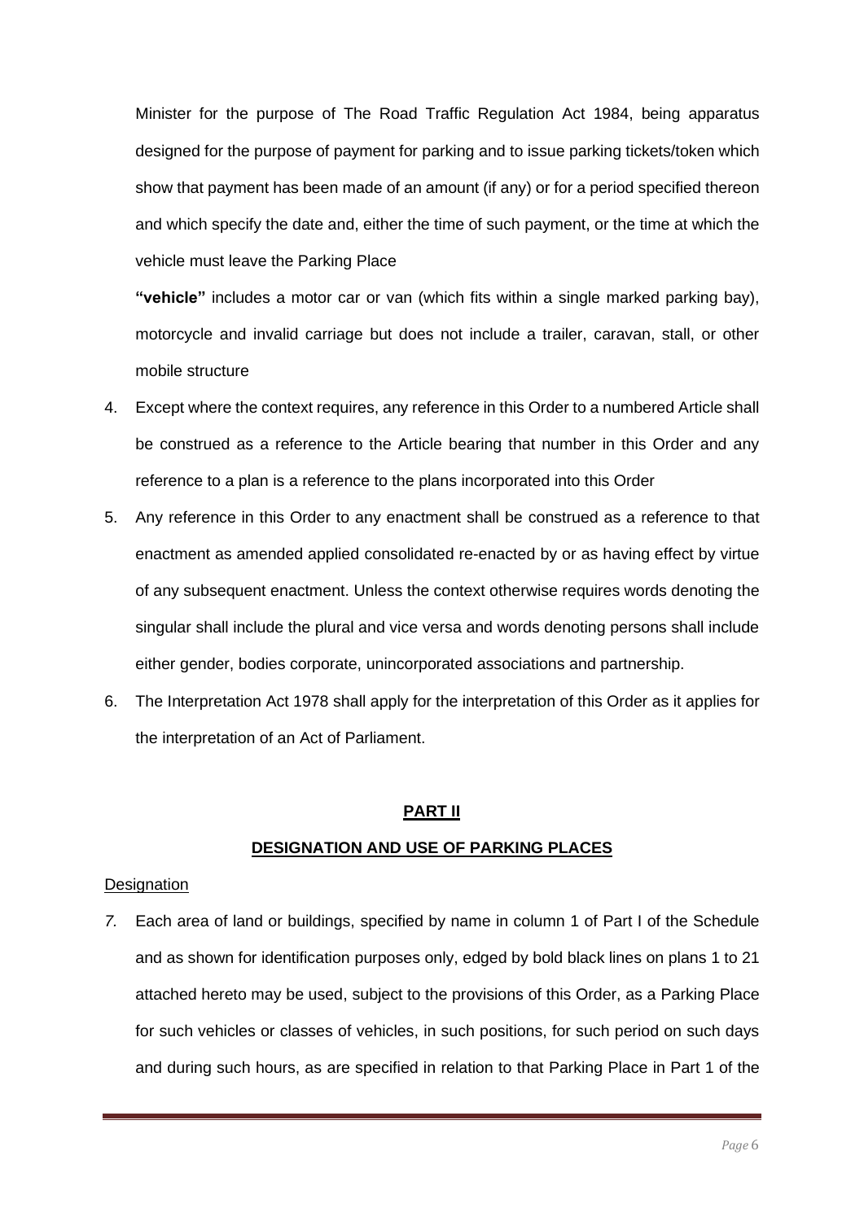Minister for the purpose of The Road Traffic Regulation Act 1984, being apparatus designed for the purpose of payment for parking and to issue parking tickets/token which show that payment has been made of an amount (if any) or for a period specified thereon and which specify the date and, either the time of such payment, or the time at which the vehicle must leave the Parking Place

**"vehicle"** includes a motor car or van (which fits within a single marked parking bay), motorcycle and invalid carriage but does not include a trailer, caravan, stall, or other mobile structure

4. Except where the context requires, any reference in this Order to a numbered Article shall be construed as a reference to the Article bearing that number in this Order and any reference to a plan is a reference to the plans incorporated into this Order

5. Any reference in this Order to any enactment shall be construed as a reference to that enactment as amended applied consolidated re-enacted by or as having effect by virtue of any subsequent enactment. Unless the context otherwise requires words denoting the singular shall include the plural and vice versa and words denoting persons shall include either gender, bodies corporate, unincorporated associations and partnership.

6. The Interpretation Act 1978 shall apply for the interpretation of this Order as it applies for the interpretation of an Act of Parliament.

## PART II

## DESIGNATION AND USE OF PARKING PLACES

Designation

7. Each area of land or buildings, specified by name in column 1 of Part I of the Schedule and as shown for identification purposes only, edged by bold black lines on plans 1 to 21 attached hereto may be used, subject to the provisions of this Order, as a Parking Place for such vehicles or classes of vehicles, in such positions, for such period on such days and during such hours, as are specified in relation to that Parking Place in Part 1 of the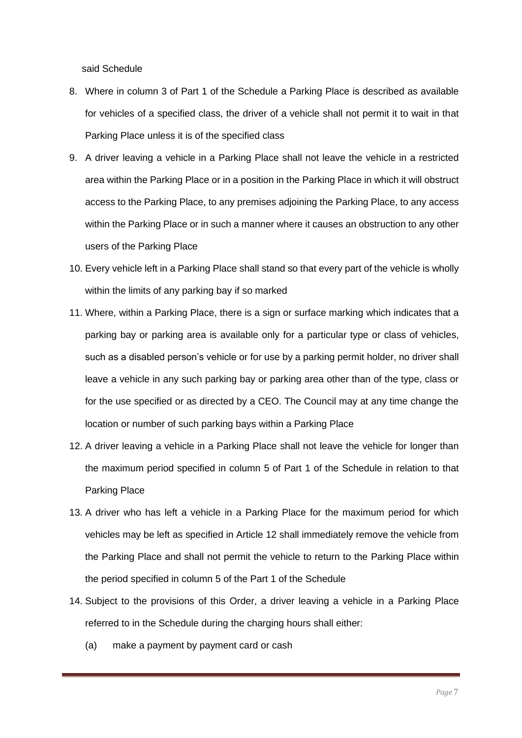said Schedule

8. Where in column 3 of Part 1 of the Schedule a Parking Place is described as available for vehicles of a specified class, the driver of a vehicle shall not permit it to wait in that Parking Place unless it is of the specified class
9. A driver leaving a vehicle in a Parking Place shall not leave the vehicle in a restricted area within the Parking Place or in a position in the Parking Place in which it will obstruct access to the Parking Place, to any premises adjoining the Parking Place, to any access within the Parking Place or in such a manner where it causes an obstruction to any other users of the Parking Place
10. Every vehicle left in a Parking Place shall stand so that every part of the vehicle is wholly within the limits of any parking bay if so marked
11. Where, within a Parking Place, there is a sign or surface marking which indicates that a parking bay or parking area is available only for a particular type or class of vehicles, such as a disabled person's vehicle or for use by a parking permit holder, no driver shall leave a vehicle in any such parking bay or parking area other than of the type, class or for the use specified or as directed by a CEO. The Council may at any time change the location or number of such parking bays within a Parking Place
12. A driver leaving a vehicle in a Parking Place shall not leave the vehicle for longer than the maximum period specified in column 5 of Part 1 of the Schedule in relation to that Parking Place
13. A driver who has left a vehicle in a Parking Place for the maximum period for which vehicles may be left as specified in Article 12 shall immediately remove the vehicle from the Parking Place and shall not permit the vehicle to return to the Parking Place within the period specified in column 5 of the Part 1 of the Schedule
14. Subject to the provisions of this Order, a driver leaving a vehicle in a Parking Place referred to in the Schedule during the charging hours shall either:
    (a) make a payment by payment card or cash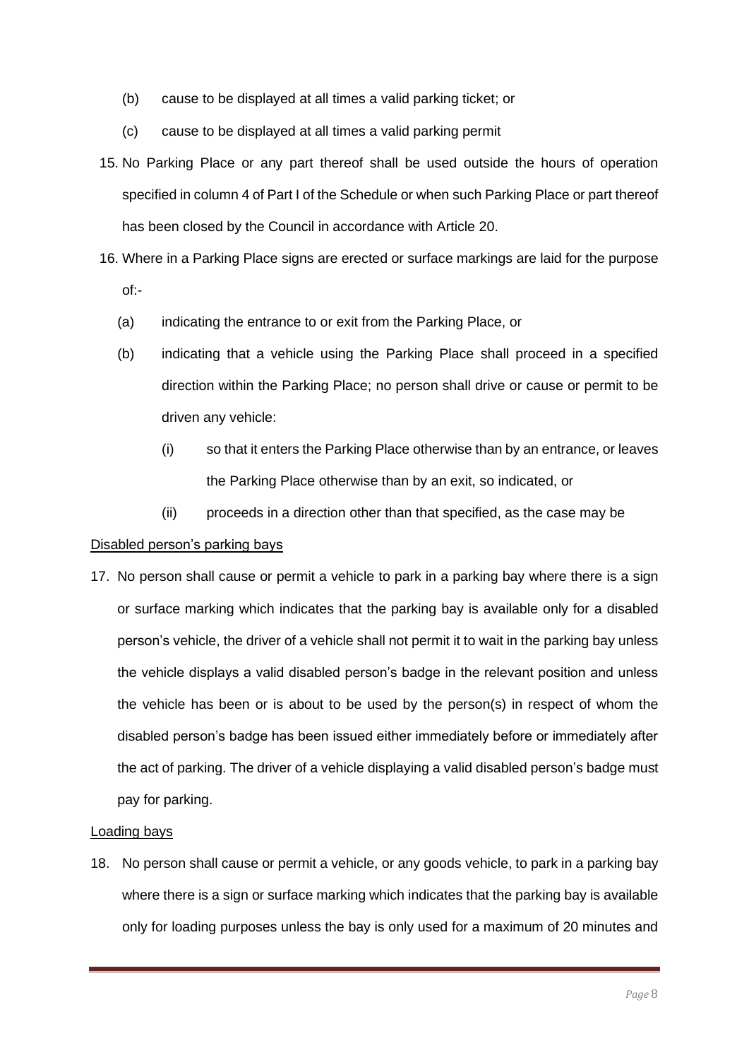(b) cause to be displayed at all times a valid parking ticket; or

(c) cause to be displayed at all times a valid parking permit

15. No Parking Place or any part thereof shall be used outside the hours of operation specified in column 4 of Part I of the Schedule or when such Parking Place or part thereof has been closed by the Council in accordance with Article 20.

16. Where in a Parking Place signs are erected or surface markings are laid for the purpose of:-

    (a) indicating the entrance to or exit from the Parking Place, or

    (b) indicating that a vehicle using the Parking Place shall proceed in a specified direction within the Parking Place; no person shall drive or cause or permit to be driven any vehicle:

        (i) so that it enters the Parking Place otherwise than by an entrance, or leaves the Parking Place otherwise than by an exit, so indicated, or

        (ii) proceeds in a direction other than that specified, as the case may be

<u>Disabled person's parking bays</u>

17. No person shall cause or permit a vehicle to park in a parking bay where there is a sign or surface marking which indicates that the parking bay is available only for a disabled person's vehicle, the driver of a vehicle shall not permit it to wait in the parking bay unless the vehicle displays a valid disabled person's badge in the relevant position and unless the vehicle has been or is about to be used by the person(s) in respect of whom the disabled person's badge has been issued either immediately before or immediately after the act of parking. The driver of a vehicle displaying a valid disabled person's badge must pay for parking.

<u>Loading bays</u>

18. No person shall cause or permit a vehicle, or any goods vehicle, to park in a parking bay where there is a sign or surface marking which indicates that the parking bay is available only for loading purposes unless the bay is only used for a maximum of 20 minutes and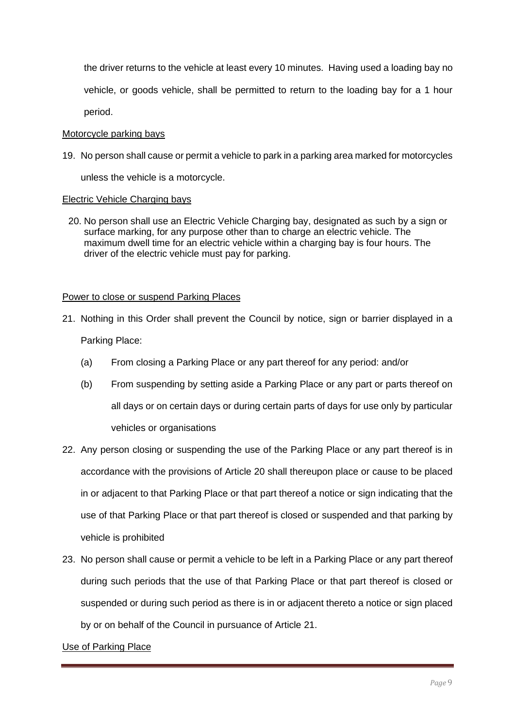the driver returns to the vehicle at least every 10 minutes.  Having used a loading bay no vehicle, or goods vehicle, shall be permitted to return to the loading bay for a 1 hour period.

<u>Motorcycle parking bays</u>

19. No person shall cause or permit a vehicle to park in a parking area marked for motorcycles unless the vehicle is a motorcycle.

<u>Electric Vehicle Charging bays</u>

20. No person shall use an Electric Vehicle Charging bay, designated as such by a sign or surface marking, for any purpose other than to charge an electric vehicle. The maximum dwell time for an electric vehicle within a charging bay is four hours. The driver of the electric vehicle must pay for parking.

<u>Power to close or suspend Parking Places</u>

21. Nothing in this Order shall prevent the Council by notice, sign or barrier displayed in a Parking Place:

    (a) From closing a Parking Place or any part thereof for any period: and/or

    (b) From suspending by setting aside a Parking Place or any part or parts thereof on all days or on certain days or during certain parts of days for use only by particular vehicles or organisations

22. Any person closing or suspending the use of the Parking Place or any part thereof is in accordance with the provisions of Article 20 shall thereupon place or cause to be placed in or adjacent to that Parking Place or that part thereof a notice or sign indicating that the use of that Parking Place or that part thereof is closed or suspended and that parking by vehicle is prohibited

23. No person shall cause or permit a vehicle to be left in a Parking Place or any part thereof during such periods that the use of that Parking Place or that part thereof is closed or suspended or during such period as there is in or adjacent thereto a notice or sign placed by or on behalf of the Council in pursuance of Article 21.

<u>Use of Parking Place</u>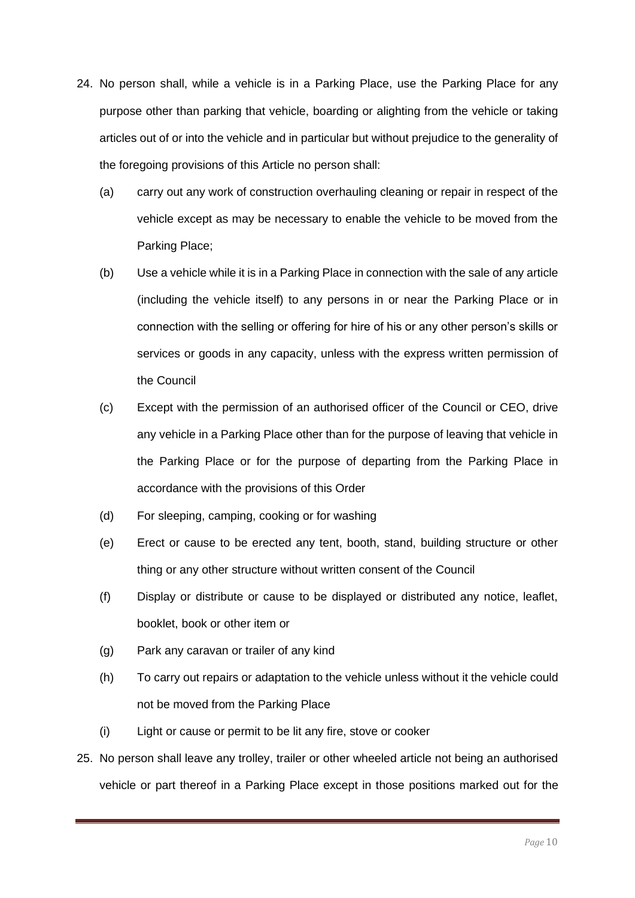24. No person shall, while a vehicle is in a Parking Place, use the Parking Place for any purpose other than parking that vehicle, boarding or alighting from the vehicle or taking articles out of or into the vehicle and in particular but without prejudice to the generality of the foregoing provisions of this Article no person shall:

    (a) carry out any work of construction overhauling cleaning or repair in respect of the vehicle except as may be necessary to enable the vehicle to be moved from the Parking Place;

    (b) Use a vehicle while it is in a Parking Place in connection with the sale of any article (including the vehicle itself) to any persons in or near the Parking Place or in connection with the selling or offering for hire of his or any other person's skills or services or goods in any capacity, unless with the express written permission of the Council

    (c) Except with the permission of an authorised officer of the Council or CEO, drive any vehicle in a Parking Place other than for the purpose of leaving that vehicle in the Parking Place or for the purpose of departing from the Parking Place in accordance with the provisions of this Order

    (d) For sleeping, camping, cooking or for washing

    (e) Erect or cause to be erected any tent, booth, stand, building structure or other thing or any other structure without written consent of the Council

    (f) Display or distribute or cause to be displayed or distributed any notice, leaflet, booklet, book or other item or

    (g) Park any caravan or trailer of any kind

    (h) To carry out repairs or adaptation to the vehicle unless without it the vehicle could not be moved from the Parking Place

    (i) Light or cause or permit to be lit any fire, stove or cooker

25. No person shall leave any trolley, trailer or other wheeled article not being an authorised vehicle or part thereof in a Parking Place except in those positions marked out for the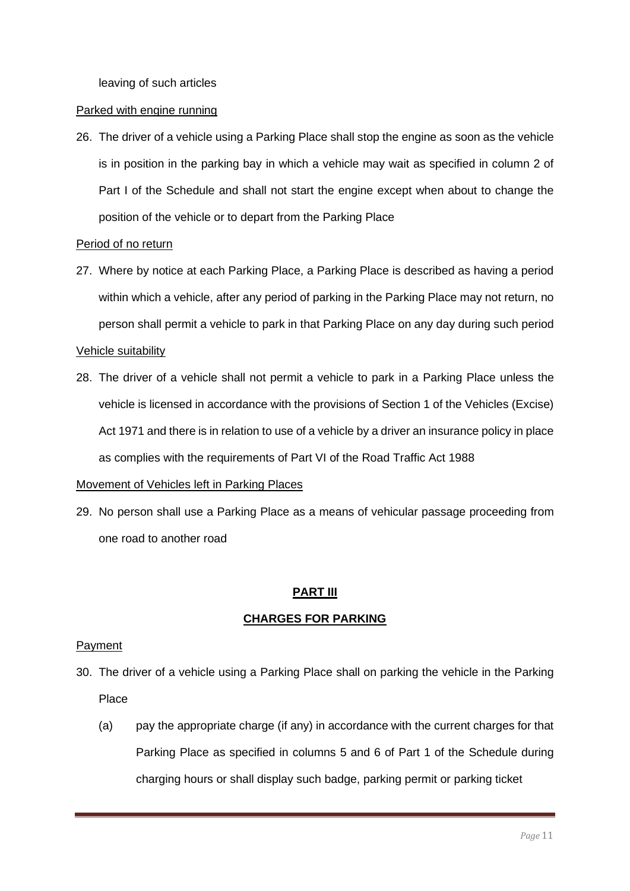leaving of such articles

Parked with engine running

26. The driver of a vehicle using a Parking Place shall stop the engine as soon as the vehicle is in position in the parking bay in which a vehicle may wait as specified in column 2 of Part I of the Schedule and shall not start the engine except when about to change the position of the vehicle or to depart from the Parking Place

Period of no return

27. Where by notice at each Parking Place, a Parking Place is described as having a period within which a vehicle, after any period of parking in the Parking Place may not return, no person shall permit a vehicle to park in that Parking Place on any day during such period

Vehicle suitability

28. The driver of a vehicle shall not permit a vehicle to park in a Parking Place unless the vehicle is licensed in accordance with the provisions of Section 1 of the Vehicles (Excise) Act 1971 and there is in relation to use of a vehicle by a driver an insurance policy in place as complies with the requirements of Part VI of the Road Traffic Act 1988

Movement of Vehicles left in Parking Places

29. No person shall use a Parking Place as a means of vehicular passage proceeding from one road to another road

## PART III

## CHARGES FOR PARKING

Payment

30. The driver of a vehicle using a Parking Place shall on parking the vehicle in the Parking Place

    (a) pay the appropriate charge (if any) in accordance with the current charges for that Parking Place as specified in columns 5 and 6 of Part 1 of the Schedule during charging hours or shall display such badge, parking permit or parking ticket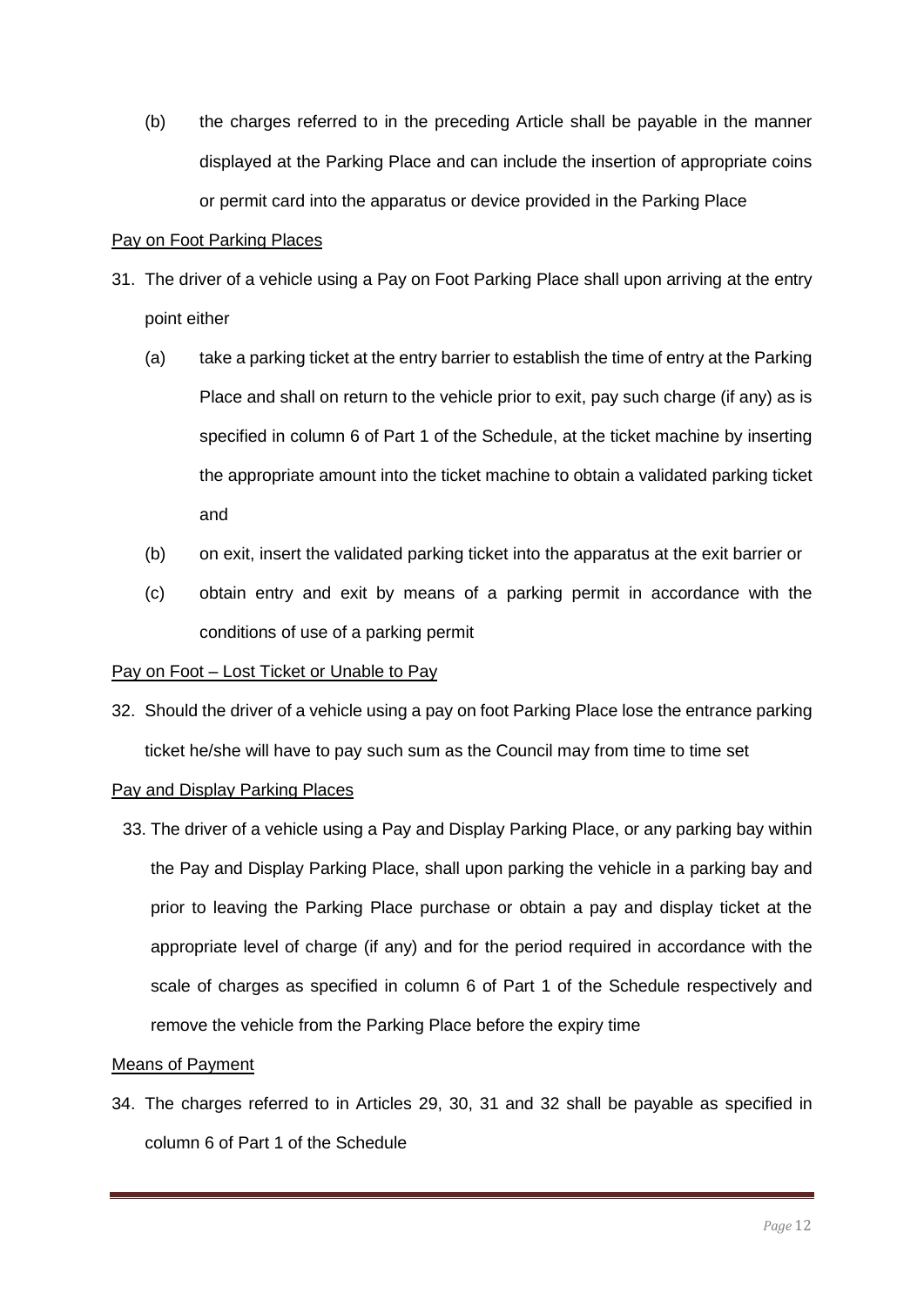(b) the charges referred to in the preceding Article shall be payable in the manner displayed at the Parking Place and can include the insertion of appropriate coins or permit card into the apparatus or device provided in the Parking Place

Pay on Foot Parking Places

31. The driver of a vehicle using a Pay on Foot Parking Place shall upon arriving at the entry point either

    (a) take a parking ticket at the entry barrier to establish the time of entry at the Parking Place and shall on return to the vehicle prior to exit, pay such charge (if any) as is specified in column 6 of Part 1 of the Schedule, at the ticket machine by inserting the appropriate amount into the ticket machine to obtain a validated parking ticket and

    (b) on exit, insert the validated parking ticket into the apparatus at the exit barrier or

    (c) obtain entry and exit by means of a parking permit in accordance with the conditions of use of a parking permit

Pay on Foot – Lost Ticket or Unable to Pay

32. Should the driver of a vehicle using a pay on foot Parking Place lose the entrance parking ticket he/she will have to pay such sum as the Council may from time to time set

Pay and Display Parking Places

33. The driver of a vehicle using a Pay and Display Parking Place, or any parking bay within the Pay and Display Parking Place, shall upon parking the vehicle in a parking bay and prior to leaving the Parking Place purchase or obtain a pay and display ticket at the appropriate level of charge (if any) and for the period required in accordance with the scale of charges as specified in column 6 of Part 1 of the Schedule respectively and remove the vehicle from the Parking Place before the expiry time

Means of Payment

34. The charges referred to in Articles 29, 30, 31 and 32 shall be payable as specified in column 6 of Part 1 of the Schedule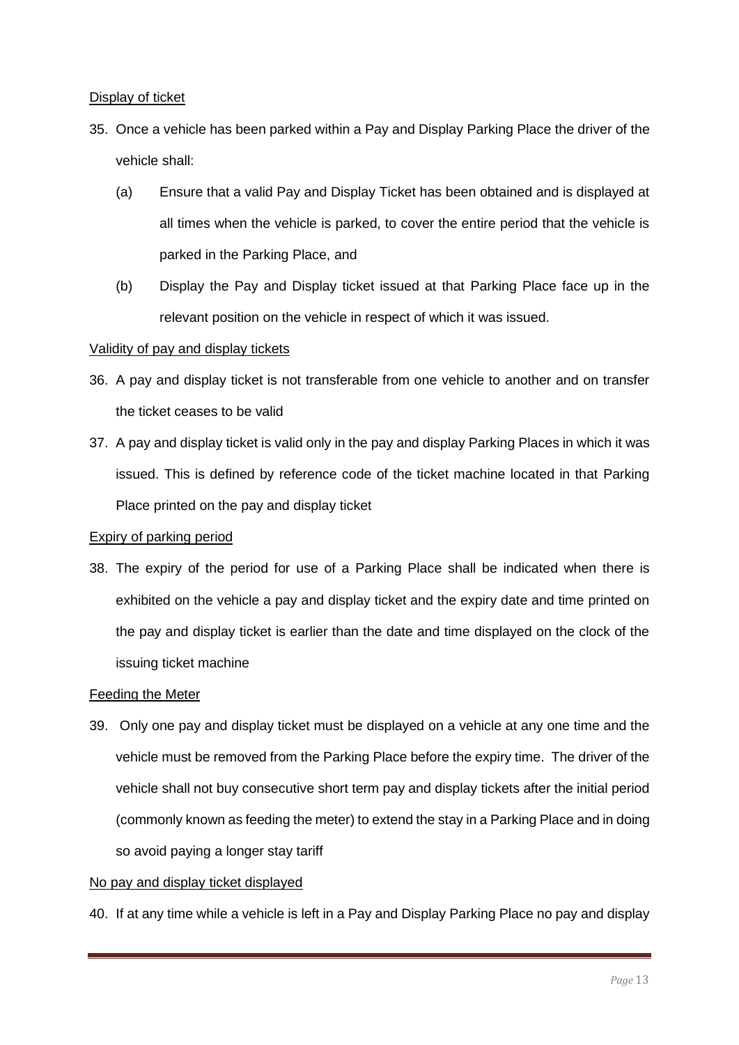<u>Display of ticket</u>

35. Once a vehicle has been parked within a Pay and Display Parking Place the driver of the vehicle shall:

    (a) Ensure that a valid Pay and Display Ticket has been obtained and is displayed at all times when the vehicle is parked, to cover the entire period that the vehicle is parked in the Parking Place, and

    (b) Display the Pay and Display ticket issued at that Parking Place face up in the relevant position on the vehicle in respect of which it was issued.

<u>Validity of pay and display tickets</u>

36. A pay and display ticket is not transferable from one vehicle to another and on transfer the ticket ceases to be valid

37. A pay and display ticket is valid only in the pay and display Parking Places in which it was issued. This is defined by reference code of the ticket machine located in that Parking Place printed on the pay and display ticket

<u>Expiry of parking period</u>

38. The expiry of the period for use of a Parking Place shall be indicated when there is exhibited on the vehicle a pay and display ticket and the expiry date and time printed on the pay and display ticket is earlier than the date and time displayed on the clock of the issuing ticket machine

<u>Feeding the Meter</u>

39. Only one pay and display ticket must be displayed on a vehicle at any one time and the vehicle must be removed from the Parking Place before the expiry time. The driver of the vehicle shall not buy consecutive short term pay and display tickets after the initial period (commonly known as feeding the meter) to extend the stay in a Parking Place and in doing so avoid paying a longer stay tariff

<u>No pay and display ticket displayed</u>

40. If at any time while a vehicle is left in a Pay and Display Parking Place no pay and display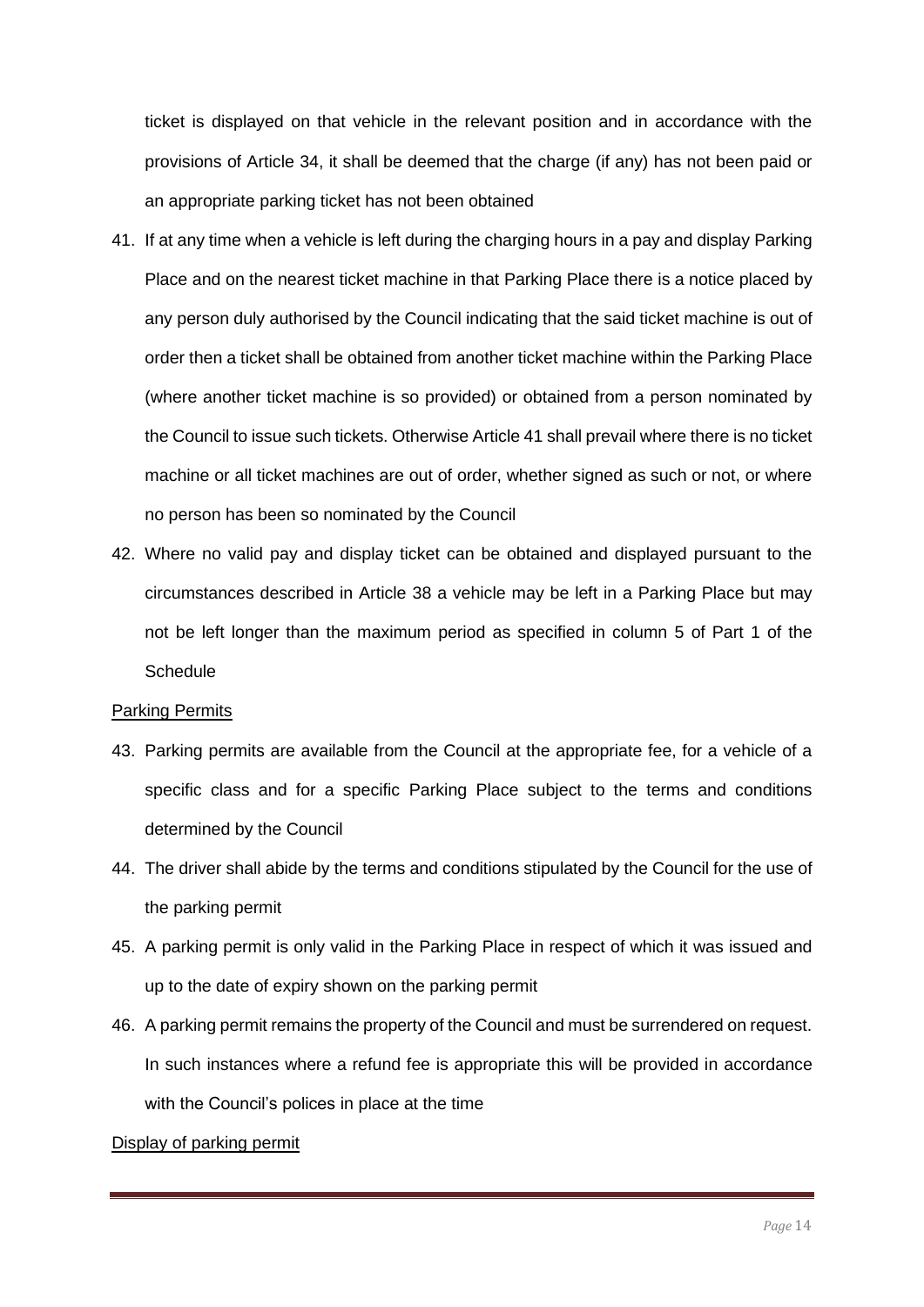ticket is displayed on that vehicle in the relevant position and in accordance with the provisions of Article 34, it shall be deemed that the charge (if any) has not been paid or an appropriate parking ticket has not been obtained

41. If at any time when a vehicle is left during the charging hours in a pay and display Parking Place and on the nearest ticket machine in that Parking Place there is a notice placed by any person duly authorised by the Council indicating that the said ticket machine is out of order then a ticket shall be obtained from another ticket machine within the Parking Place (where another ticket machine is so provided) or obtained from a person nominated by the Council to issue such tickets. Otherwise Article 41 shall prevail where there is no ticket machine or all ticket machines are out of order, whether signed as such or not, or where no person has been so nominated by the Council

42. Where no valid pay and display ticket can be obtained and displayed pursuant to the circumstances described in Article 38 a vehicle may be left in a Parking Place but may not be left longer than the maximum period as specified in column 5 of Part 1 of the Schedule

Parking Permits

43. Parking permits are available from the Council at the appropriate fee, for a vehicle of a specific class and for a specific Parking Place subject to the terms and conditions determined by the Council

44. The driver shall abide by the terms and conditions stipulated by the Council for the use of the parking permit

45. A parking permit is only valid in the Parking Place in respect of which it was issued and up to the date of expiry shown on the parking permit

46. A parking permit remains the property of the Council and must be surrendered on request. In such instances where a refund fee is appropriate this will be provided in accordance with the Council's polices in place at the time

Display of parking permit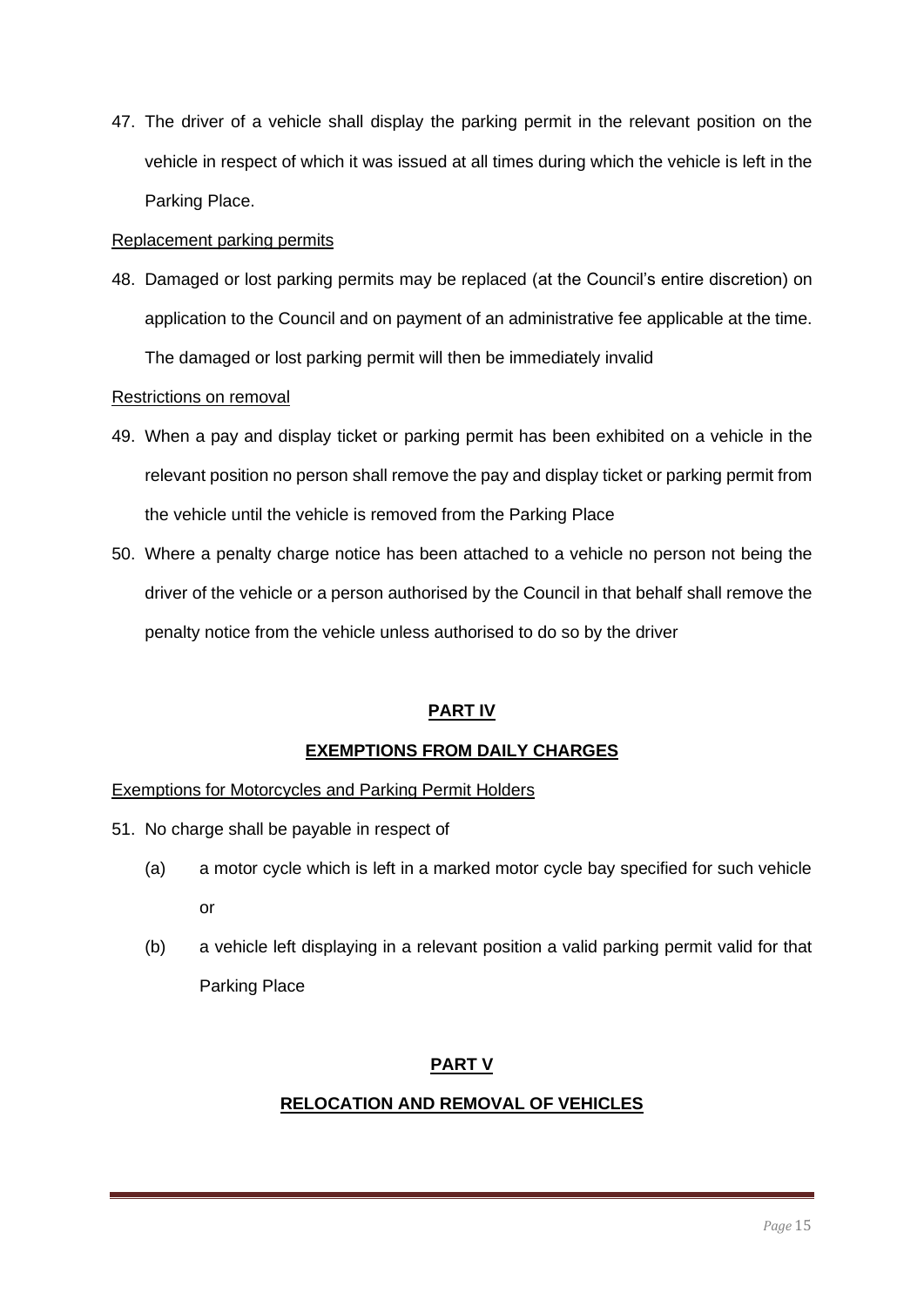47. The driver of a vehicle shall display the parking permit in the relevant position on the vehicle in respect of which it was issued at all times during which the vehicle is left in the Parking Place.

Replacement parking permits

48. Damaged or lost parking permits may be replaced (at the Council's entire discretion) on application to the Council and on payment of an administrative fee applicable at the time. The damaged or lost parking permit will then be immediately invalid

Restrictions on removal

49. When a pay and display ticket or parking permit has been exhibited on a vehicle in the relevant position no person shall remove the pay and display ticket or parking permit from the vehicle until the vehicle is removed from the Parking Place

50. Where a penalty charge notice has been attached to a vehicle no person not being the driver of the vehicle or a person authorised by the Council in that behalf shall remove the penalty notice from the vehicle unless authorised to do so by the driver

## PART IV

## EXEMPTIONS FROM DAILY CHARGES

Exemptions for Motorcycles and Parking Permit Holders

51. No charge shall be payable in respect of

    (a) a motor cycle which is left in a marked motor cycle bay specified for such vehicle or

    (b) a vehicle left displaying in a relevant position a valid parking permit valid for that Parking Place

## PART V

## RELOCATION AND REMOVAL OF VEHICLES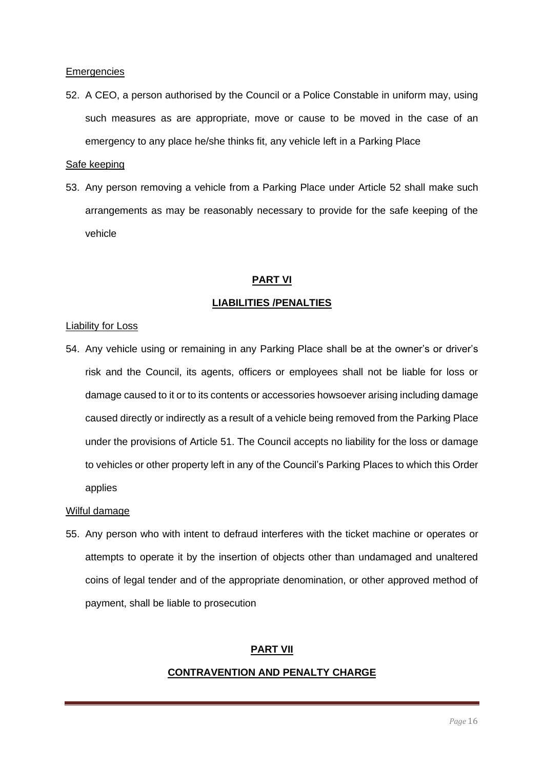Emergencies

52. A CEO, a person authorised by the Council or a Police Constable in uniform may, using such measures as are appropriate, move or cause to be moved in the case of an emergency to any place he/she thinks fit, any vehicle left in a Parking Place

Safe keeping

53. Any person removing a vehicle from a Parking Place under Article 52 shall make such arrangements as may be reasonably necessary to provide for the safe keeping of the vehicle

## PART VI

## LIABILITIES /PENALTIES

Liability for Loss

54. Any vehicle using or remaining in any Parking Place shall be at the owner's or driver's risk and the Council, its agents, officers or employees shall not be liable for loss or damage caused to it or to its contents or accessories howsoever arising including damage caused directly or indirectly as a result of a vehicle being removed from the Parking Place under the provisions of Article 51. The Council accepts no liability for the loss or damage to vehicles or other property left in any of the Council's Parking Places to which this Order applies

Wilful damage

55. Any person who with intent to defraud interferes with the ticket machine or operates or attempts to operate it by the insertion of objects other than undamaged and unaltered coins of legal tender and of the appropriate denomination, or other approved method of payment, shall be liable to prosecution

## PART VII

## CONTRAVENTION AND PENALTY CHARGE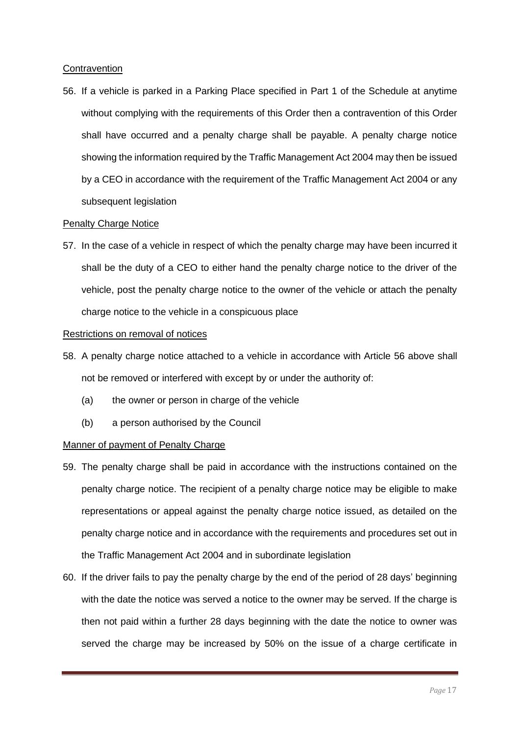Contravention

56. If a vehicle is parked in a Parking Place specified in Part 1 of the Schedule at anytime without complying with the requirements of this Order then a contravention of this Order shall have occurred and a penalty charge shall be payable. A penalty charge notice showing the information required by the Traffic Management Act 2004 may then be issued by a CEO in accordance with the requirement of the Traffic Management Act 2004 or any subsequent legislation

Penalty Charge Notice

57. In the case of a vehicle in respect of which the penalty charge may have been incurred it shall be the duty of a CEO to either hand the penalty charge notice to the driver of the vehicle, post the penalty charge notice to the owner of the vehicle or attach the penalty charge notice to the vehicle in a conspicuous place

Restrictions on removal of notices

58. A penalty charge notice attached to a vehicle in accordance with Article 56 above shall not be removed or interfered with except by or under the authority of:

    (a) the owner or person in charge of the vehicle

    (b) a person authorised by the Council

Manner of payment of Penalty Charge

59. The penalty charge shall be paid in accordance with the instructions contained on the penalty charge notice. The recipient of a penalty charge notice may be eligible to make representations or appeal against the penalty charge notice issued, as detailed on the penalty charge notice and in accordance with the requirements and procedures set out in the Traffic Management Act 2004 and in subordinate legislation

60. If the driver fails to pay the penalty charge by the end of the period of 28 days' beginning with the date the notice was served a notice to the owner may be served. If the charge is then not paid within a further 28 days beginning with the date the notice to owner was served the charge may be increased by 50% on the issue of a charge certificate in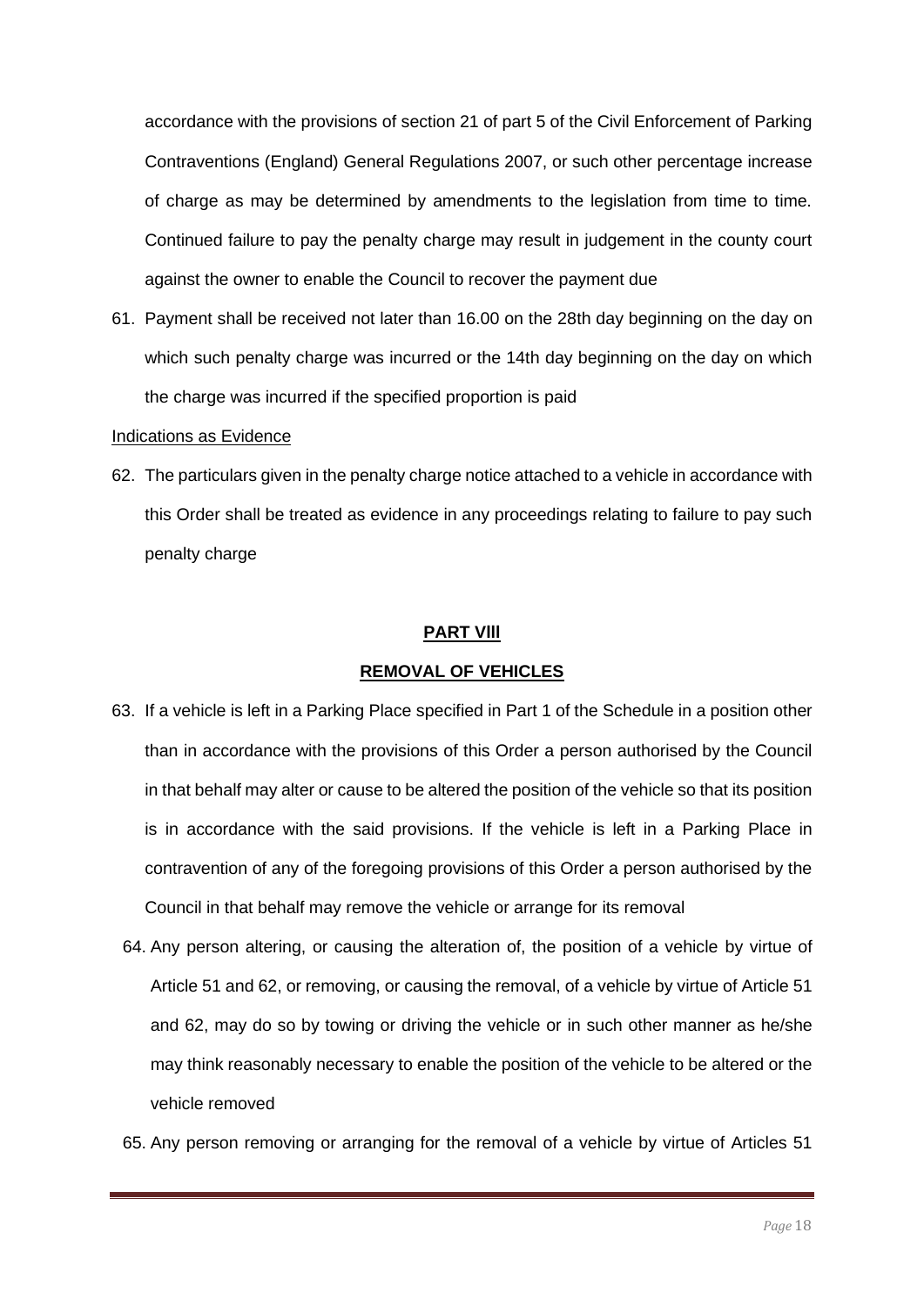accordance with the provisions of section 21 of part 5 of the Civil Enforcement of Parking Contraventions (England) General Regulations 2007, or such other percentage increase of charge as may be determined by amendments to the legislation from time to time. Continued failure to pay the penalty charge may result in judgement in the county court against the owner to enable the Council to recover the payment due

61. Payment shall be received not later than 16.00 on the 28th day beginning on the day on which such penalty charge was incurred or the 14th day beginning on the day on which the charge was incurred if the specified proportion is paid

Indications as Evidence

62. The particulars given in the penalty charge notice attached to a vehicle in accordance with this Order shall be treated as evidence in any proceedings relating to failure to pay such penalty charge

## PART VIII

## REMOVAL OF VEHICLES

63. If a vehicle is left in a Parking Place specified in Part 1 of the Schedule in a position other than in accordance with the provisions of this Order a person authorised by the Council in that behalf may alter or cause to be altered the position of the vehicle so that its position is in accordance with the said provisions. If the vehicle is left in a Parking Place in contravention of any of the foregoing provisions of this Order a person authorised by the Council in that behalf may remove the vehicle or arrange for its removal

64. Any person altering, or causing the alteration of, the position of a vehicle by virtue of Article 51 and 62, or removing, or causing the removal, of a vehicle by virtue of Article 51 and 62, may do so by towing or driving the vehicle or in such other manner as he/she may think reasonably necessary to enable the position of the vehicle to be altered or the vehicle removed

65. Any person removing or arranging for the removal of a vehicle by virtue of Articles 51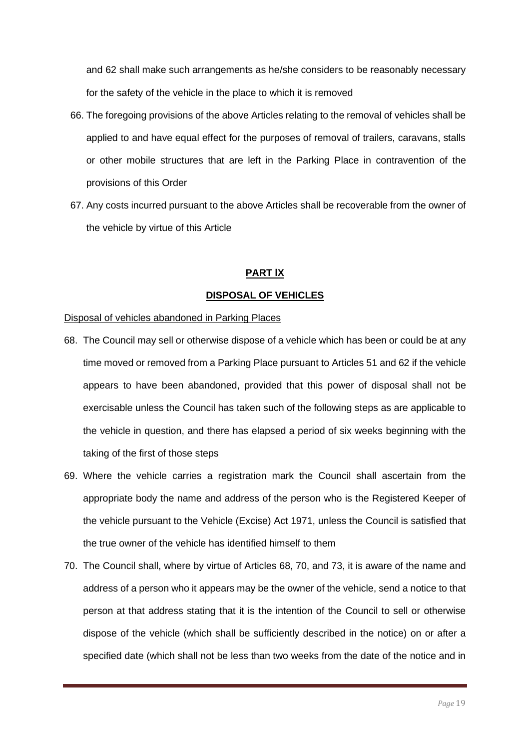and 62 shall make such arrangements as he/she considers to be reasonably necessary for the safety of the vehicle in the place to which it is removed

66. The foregoing provisions of the above Articles relating to the removal of vehicles shall be applied to and have equal effect for the purposes of removal of trailers, caravans, stalls or other mobile structures that are left in the Parking Place in contravention of the provisions of this Order

67. Any costs incurred pursuant to the above Articles shall be recoverable from the owner of the vehicle by virtue of this Article

## PART IX

## DISPOSAL OF VEHICLES

Disposal of vehicles abandoned in Parking Places

68. The Council may sell or otherwise dispose of a vehicle which has been or could be at any time moved or removed from a Parking Place pursuant to Articles 51 and 62 if the vehicle appears to have been abandoned, provided that this power of disposal shall not be exercisable unless the Council has taken such of the following steps as are applicable to the vehicle in question, and there has elapsed a period of six weeks beginning with the taking of the first of those steps

69. Where the vehicle carries a registration mark the Council shall ascertain from the appropriate body the name and address of the person who is the Registered Keeper of the vehicle pursuant to the Vehicle (Excise) Act 1971, unless the Council is satisfied that the true owner of the vehicle has identified himself to them

70. The Council shall, where by virtue of Articles 68, 70, and 73, it is aware of the name and address of a person who it appears may be the owner of the vehicle, send a notice to that person at that address stating that it is the intention of the Council to sell or otherwise dispose of the vehicle (which shall be sufficiently described in the notice) on or after a specified date (which shall not be less than two weeks from the date of the notice and in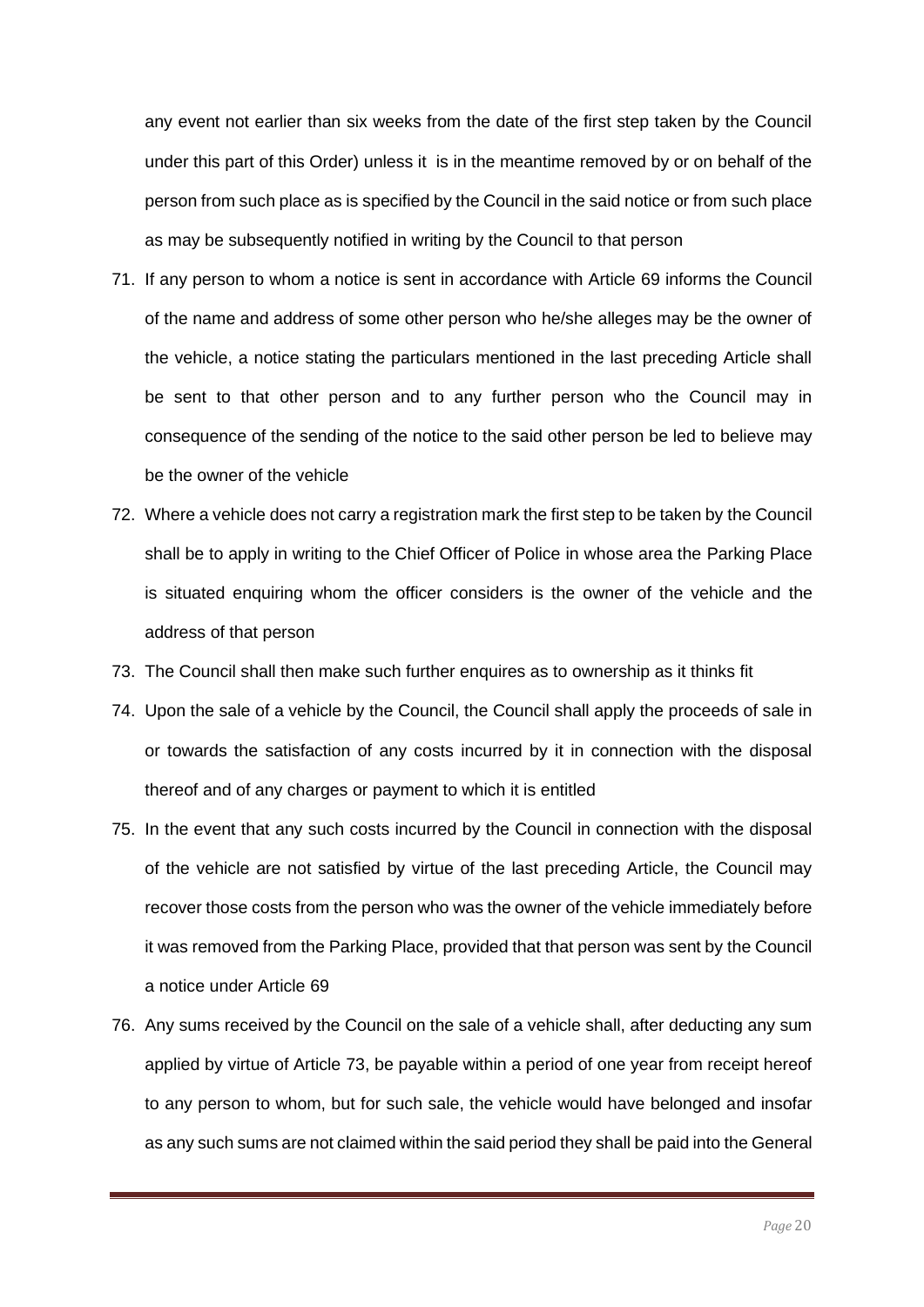any event not earlier than six weeks from the date of the first step taken by the Council under this part of this Order) unless it is in the meantime removed by or on behalf of the person from such place as is specified by the Council in the said notice or from such place as may be subsequently notified in writing by the Council to that person

71. If any person to whom a notice is sent in accordance with Article 69 informs the Council of the name and address of some other person who he/she alleges may be the owner of the vehicle, a notice stating the particulars mentioned in the last preceding Article shall be sent to that other person and to any further person who the Council may in consequence of the sending of the notice to the said other person be led to believe may be the owner of the vehicle
72. Where a vehicle does not carry a registration mark the first step to be taken by the Council shall be to apply in writing to the Chief Officer of Police in whose area the Parking Place is situated enquiring whom the officer considers is the owner of the vehicle and the address of that person
73. The Council shall then make such further enquires as to ownership as it thinks fit
74. Upon the sale of a vehicle by the Council, the Council shall apply the proceeds of sale in or towards the satisfaction of any costs incurred by it in connection with the disposal thereof and of any charges or payment to which it is entitled
75. In the event that any such costs incurred by the Council in connection with the disposal of the vehicle are not satisfied by virtue of the last preceding Article, the Council may recover those costs from the person who was the owner of the vehicle immediately before it was removed from the Parking Place, provided that that person was sent by the Council a notice under Article 69
76. Any sums received by the Council on the sale of a vehicle shall, after deducting any sum applied by virtue of Article 73, be payable within a period of one year from receipt hereof to any person to whom, but for such sale, the vehicle would have belonged and insofar as any such sums are not claimed within the said period they shall be paid into the General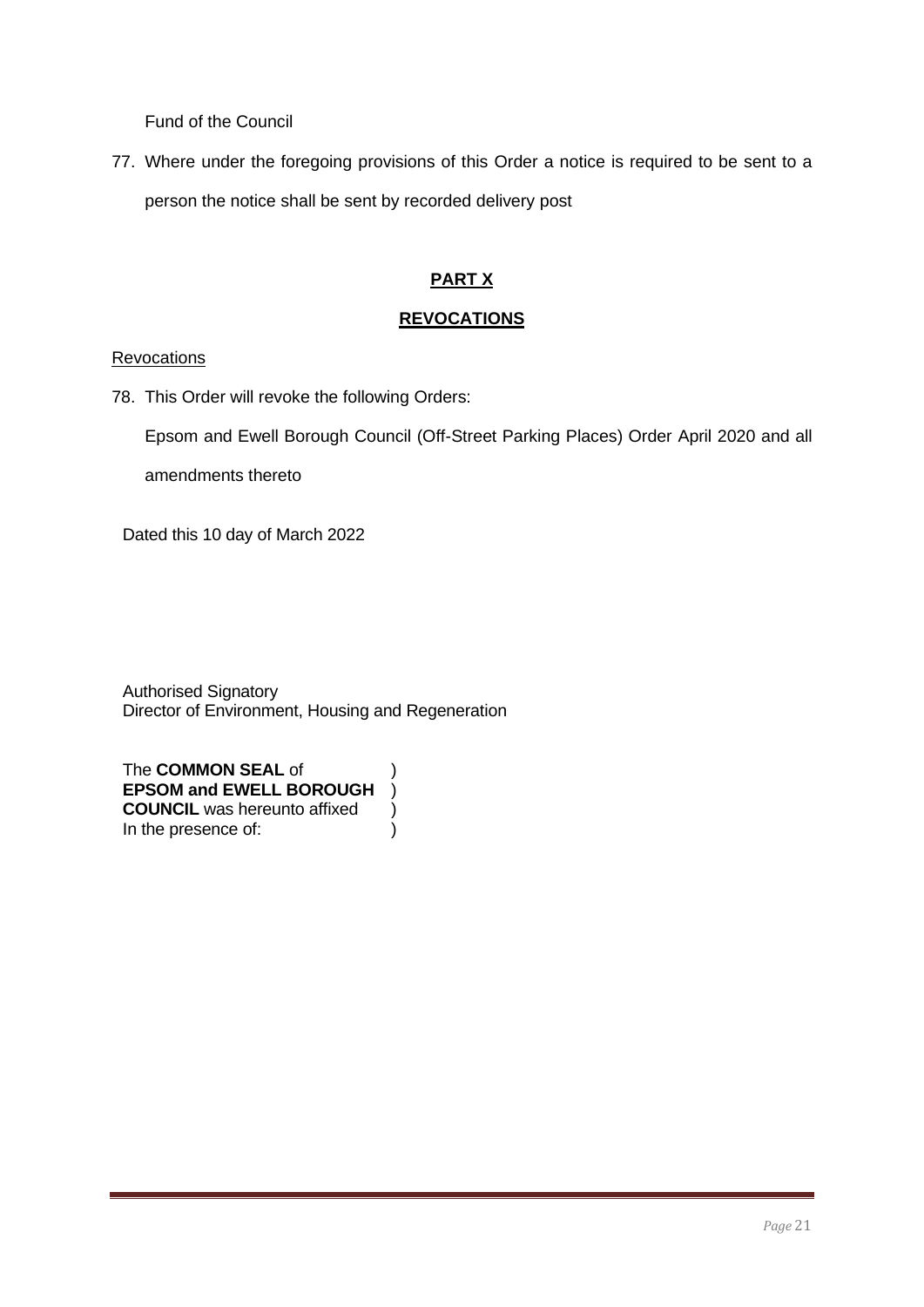Fund of the Council

77. Where under the foregoing provisions of this Order a notice is required to be sent to a person the notice shall be sent by recorded delivery post

## **PART X**

## **REVOCATIONS**

Revocations

78. This Order will revoke the following Orders:

    Epsom and Ewell Borough Council (Off-Street Parking Places) Order April 2020 and all amendments thereto

Dated this 10 day of March 2022

Authorised Signatory
Director of Environment, Housing and Regeneration

The **COMMON SEAL** of )
**EPSOM and EWELL BOROUGH** )
**COUNCIL** was hereunto affixed )
In the presence of: )